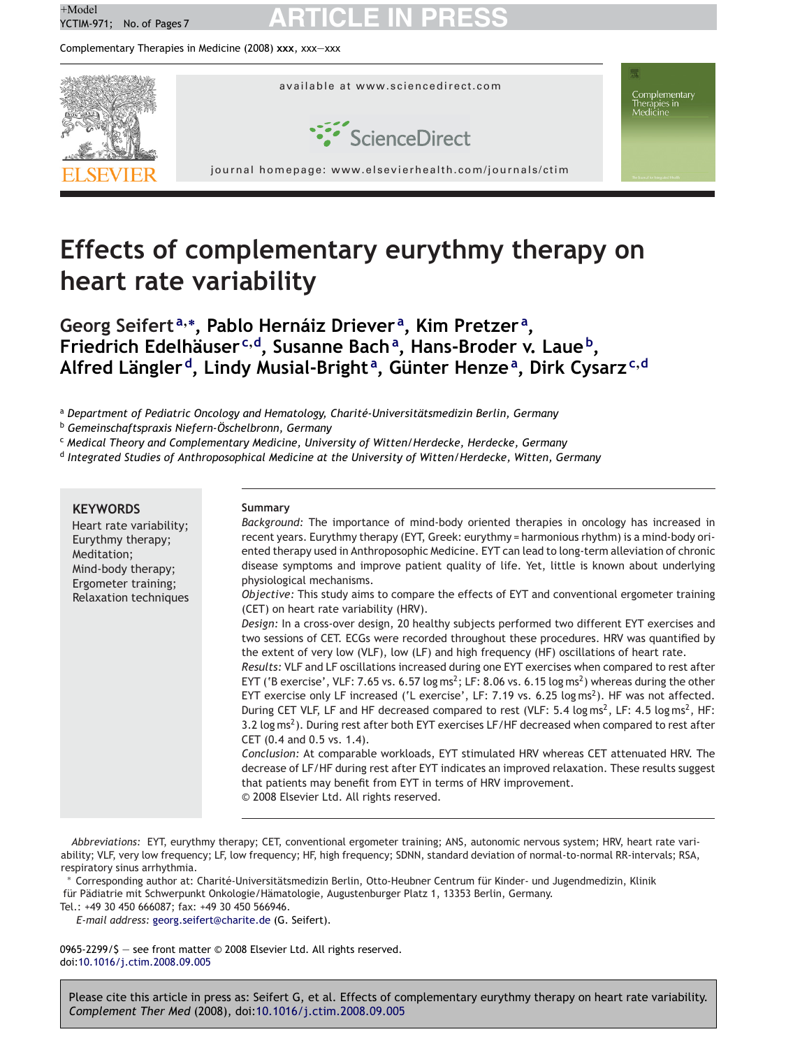# Effects of complementary eurythmy therapy on heart rate variability

Georg Seifert [a,*], Pablo Hernáiz Driever [a], Kim Pretzer [a], Friedrich Edelhäuser [c,d], Susanne Bach [a], Hans-Broder v. Laue [b], Alfred Längler [d], Lindy Musial-Bright [a], Günter Henze [a], Dirk Cysarz [c,d]

[a] *Department of Pediatric Oncology and Hematology, Charité-Universitätsmedizin Berlin, Germany*
[b] *Gemeinschaftspraxis Niefern-Öschelbronn, Germany*
[c] *Medical Theory and Complementary Medicine, University of Witten/Herdecke, Herdecke, Germany*
[d] *Integrated Studies of Anthroposophical Medicine at the University of Witten/Herdecke, Witten, Germany*

**KEYWORDS**
Heart rate variability;
Eurythmy therapy;
Meditation;
Mind-body therapy;
Ergometer training;
Relaxation techniques

**Summary**

*Background:* The importance of mind-body oriented therapies in oncology has increased in recent years. Eurythmy therapy (EYT, Greek: eurythmy = harmonious rhythm) is a mind-body oriented therapy used in Anthroposophic Medicine. EYT can lead to long-term alleviation of chronic disease symptoms and improve patient quality of life. Yet, little is known about underlying physiological mechanisms.

*Objective:* This study aims to compare the effects of EYT and conventional ergometer training (CET) on heart rate variability (HRV).

*Design:* In a cross-over design, 20 healthy subjects performed two different EYT exercises and two sessions of CET. ECGs were recorded throughout these procedures. HRV was quantified by the extent of very low (VLF), low (LF) and high frequency (HF) oscillations of heart rate.

*Results:* VLF and LF oscillations increased during one EYT exercises when compared to rest after EYT ('B exercise', VLF: 7.65 vs. 6.57 log ms$^2$; LF: 8.06 vs. 6.15 log ms$^2$) whereas during the other EYT exercise only LF increased ('L exercise', LF: 7.19 vs. 6.25 log ms$^2$). HF was not affected. During CET VLF, LF and HF decreased compared to rest (VLF: 5.4 log ms$^2$, LF: 4.5 log ms$^2$, HF: 3.2 log ms$^2$). During rest after both EYT exercises LF/HF decreased when compared to rest after CET (0.4 and 0.5 vs. 1.4).

*Conclusion:* At comparable workloads, EYT stimulated HRV whereas CET attenuated HRV. The decrease of LF/HF during rest after EYT indicates an improved relaxation. These results suggest that patients may benefit from EYT in terms of HRV improvement.

© 2008 Elsevier Ltd. All rights reserved.

*Abbreviations:* EYT, eurythmy therapy; CET, conventional ergometer training; ANS, autonomic nervous system; HRV, heart rate variability; VLF, very low frequency; LF, low frequency; HF, high frequency; SDNN, standard deviation of normal-to-normal RR-intervals; RSA, respiratory sinus arrhythmia.

\* Corresponding author at: Charité-Universitätsmedizin Berlin, Otto-Heubner Centrum für Kinder- und Jugendmedizin, Klinik für Pädiatrie mit Schwerpunkt Onkologie/Hämatologie, Augustenburger Platz 1, 13353 Berlin, Germany. Tel.: +49 30 450 666087; fax: +49 30 450 566946.

*E-mail address:* georg.seifert@charite.de (G. Seifert).

0965-2299/$ — see front matter © 2008 Elsevier Ltd. All rights reserved.
doi:10.1016/j.ctim.2008.09.005

Please cite this article in press as: Seifert G, et al. Effects of complementary eurythmy therapy on heart rate variability. *Complement Ther Med* (2008), doi:10.1016/j.ctim.2008.09.005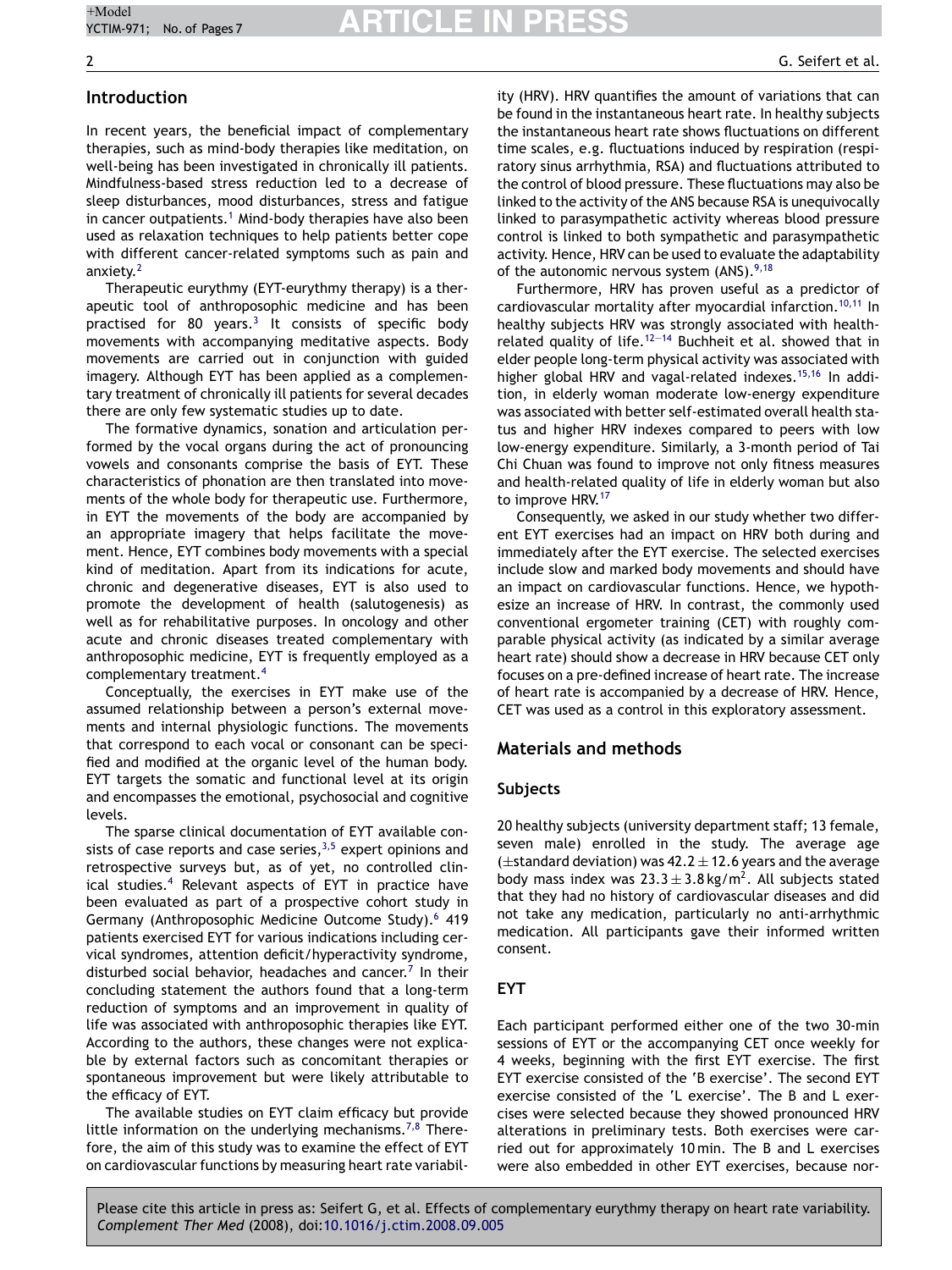## Introduction

In recent years, the beneficial impact of complementary therapies, such as mind-body therapies like meditation, on well-being has been investigated in chronically ill patients. Mindfulness-based stress reduction led to a decrease of sleep disturbances, mood disturbances, stress and fatigue in cancer outpatients.[1] Mind-body therapies have also been used as relaxation techniques to help patients better cope with different cancer-related symptoms such as pain and anxiety.[2]

Therapeutic eurythmy (EYT-eurythmy therapy) is a therapeutic tool of anthroposophic medicine and has been practised for 80 years.[3] It consists of specific body movements with accompanying meditative aspects. Body movements are carried out in conjunction with guided imagery. Although EYT has been applied as a complementary treatment of chronically ill patients for several decades there are only few systematic studies up to date.

The formative dynamics, sonation and articulation performed by the vocal organs during the act of pronouncing vowels and consonants comprise the basis of EYT. These characteristics of phonation are then translated into movements of the whole body for therapeutic use. Furthermore, in EYT the movements of the body are accompanied by an appropriate imagery that helps facilitate the movement. Hence, EYT combines body movements with a special kind of meditation. Apart from its indications for acute, chronic and degenerative diseases, EYT is also used to promote the development of health (salutogenesis) as well as for rehabilitative purposes. In oncology and other acute and chronic diseases treated complementary with anthroposophic medicine, EYT is frequently employed as a complementary treatment.[4]

Conceptually, the exercises in EYT make use of the assumed relationship between a person's external movements and internal physiologic functions. The movements that correspond to each vocal or consonant can be specified and modified at the organic level of the human body. EYT targets the somatic and functional level at its origin and encompasses the emotional, psychosocial and cognitive levels.

The sparse clinical documentation of EYT available consists of case reports and case series,[3,5] expert opinions and retrospective surveys but, as of yet, no controlled clinical studies.[4] Relevant aspects of EYT in practice have been evaluated as part of a prospective cohort study in Germany (Anthroposophic Medicine Outcome Study).[6] 419 patients exercised EYT for various indications including cervical syndromes, attention deficit/hyperactivity syndrome, disturbed social behavior, headaches and cancer.[7] In their concluding statement the authors found that a long-term reduction of symptoms and an improvement in quality of life was associated with anthroposophic therapies like EYT. According to the authors, these changes were not explicable by external factors such as concomitant therapies or spontaneous improvement but were likely attributable to the efficacy of EYT.

The available studies on EYT claim efficacy but provide little information on the underlying mechanisms.[7,8] Therefore, the aim of this study was to examine the effect of EYT on cardiovascular functions by measuring heart rate variability (HRV). HRV quantifies the amount of variations that can be found in the instantaneous heart rate. In healthy subjects the instantaneous heart rate shows fluctuations on different time scales, e.g. fluctuations induced by respiration (respiratory sinus arrhythmia, RSA) and fluctuations attributed to the control of blood pressure. These fluctuations may also be linked to the activity of the ANS because RSA is unequivocally linked to parasympathetic activity whereas blood pressure control is linked to both sympathetic and parasympathetic activity. Hence, HRV can be used to evaluate the adaptability of the autonomic nervous system (ANS).[9,18]

Furthermore, HRV has proven useful as a predictor of cardiovascular mortality after myocardial infarction.[10,11] In healthy subjects HRV was strongly associated with health-related quality of life.[12–14] Buchheit et al. showed that in elder people long-term physical activity was associated with higher global HRV and vagal-related indexes.[15,16] In addition, in elderly woman moderate low-energy expenditure was associated with better self-estimated overall health status and higher HRV indexes compared to peers with low low-energy expenditure. Similarly, a 3-month period of Tai Chi Chuan was found to improve not only fitness measures and health-related quality of life in elderly woman but also to improve HRV.[17]

Consequently, we asked in our study whether two different EYT exercises had an impact on HRV both during and immediately after the EYT exercise. The selected exercises include slow and marked body movements and should have an impact on cardiovascular functions. Hence, we hypothesize an increase of HRV. In contrast, the commonly used conventional ergometer training (CET) with roughly comparable physical activity (as indicated by a similar average heart rate) should show a decrease in HRV because CET only focuses on a pre-defined increase of heart rate. The increase of heart rate is accompanied by a decrease of HRV. Hence, CET was used as a control in this exploratory assessment.

## Materials and methods

### Subjects

20 healthy subjects (university department staff; 13 female, seven male) enrolled in the study. The average age (±standard deviation) was $42.2 \pm 12.6$ years and the average body mass index was $23.3 \pm 3.8\,\text{kg/m}^2$. All subjects stated that they had no history of cardiovascular diseases and did not take any medication, particularly no anti-arrhythmic medication. All participants gave their informed written consent.

### EYT

Each participant performed either one of the two 30-min sessions of EYT or the accompanying CET once weekly for 4 weeks, beginning with the first EYT exercise. The first EYT exercise consisted of the 'B exercise'. The second EYT exercise consisted of the 'L exercise'. The B and L exercises were selected because they showed pronounced HRV alterations in preliminary tests. Both exercises were carried out for approximately 10 min. The B and L exercises were also embedded in other EYT exercises, because nor-

Please cite this article in press as: Seifert G, et al. Effects of complementary eurythmy therapy on heart rate variability. *Complement Ther Med* (2008), doi:10.1016/j.ctim.2008.09.005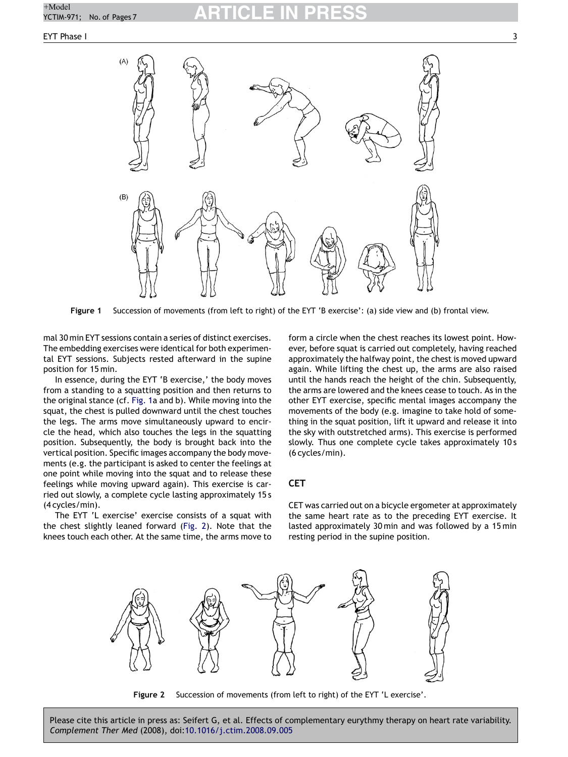Figure 1 Succession of movements (from left to right) of the EYT 'B exercise': (a) side view and (b) frontal view.

mal 30 min EYT sessions contain a series of distinct exercises. The embedding exercises were identical for both experimental EYT sessions. Subjects rested afterward in the supine position for 15 min.

In essence, during the EYT 'B exercise,' the body moves from a standing to a squatting position and then returns to the original stance (cf. Fig. 1a and b). While moving into the squat, the chest is pulled downward until the chest touches the legs. The arms move simultaneously upward to encircle the head, which also touches the legs in the squatting position. Subsequently, the body is brought back into the vertical position. Specific images accompany the body movements (e.g. the participant is asked to center the feelings at one point while moving into the squat and to release these feelings while moving upward again). This exercise is carried out slowly, a complete cycle lasting approximately 15 s (4 cycles/min).

The EYT 'L exercise' exercise consists of a squat with the chest slightly leaned forward (Fig. 2). Note that the knees touch each other. At the same time, the arms move to form a circle when the chest reaches its lowest point. However, before squat is carried out completely, having reached approximately the halfway point, the chest is moved upward again. While lifting the chest up, the arms are also raised until the hands reach the height of the chin. Subsequently, the arms are lowered and the knees cease to touch. As in the other EYT exercise, specific mental images accompany the movements of the body (e.g. imagine to take hold of something in the squat position, lift it upward and release it into the sky with outstretched arms). This exercise is performed slowly. Thus one complete cycle takes approximately 10 s (6 cycles/min).

## CET

CET was carried out on a bicycle ergometer at approximately the same heart rate as to the preceding EYT exercise. It lasted approximately 30 min and was followed by a 15 min resting period in the supine position.

Figure 2 Succession of movements (from left to right) of the EYT 'L exercise'.

Please cite this article in press as: Seifert G, et al. Effects of complementary eurythmy therapy on heart rate variability. *Complement Ther Med* (2008), doi:10.1016/j.ctim.2008.09.005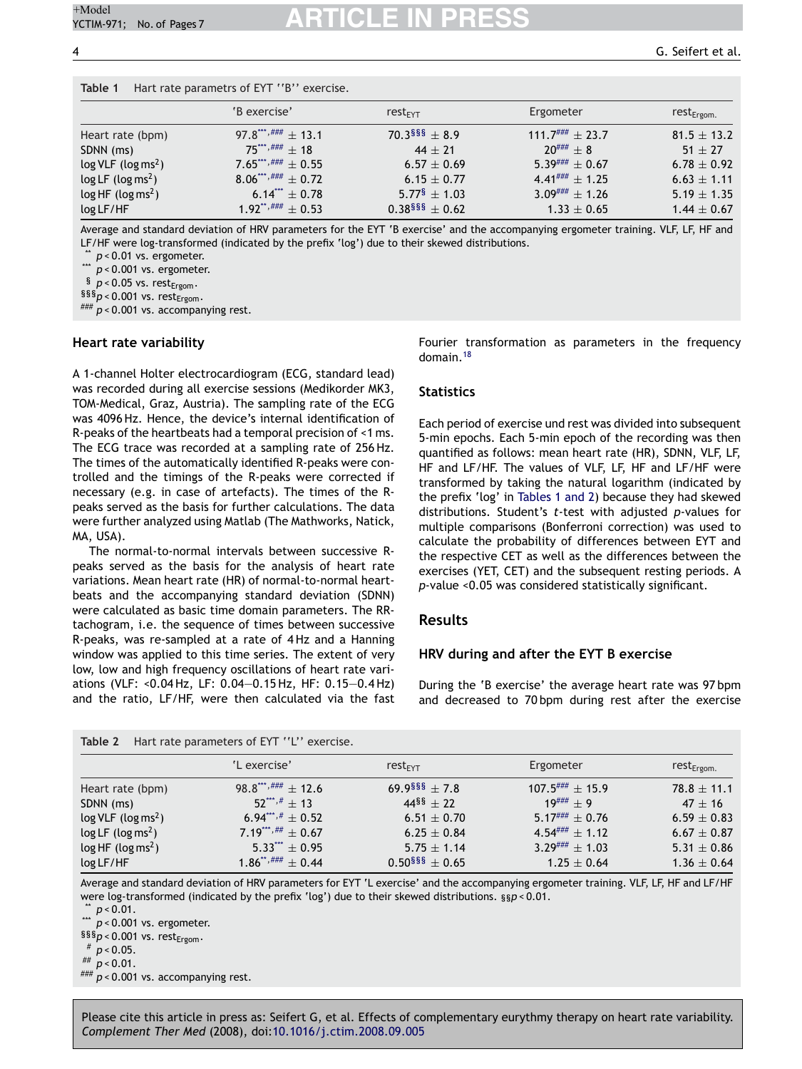**Table 1** Hart rate parametrs of EYT ''B'' exercise.

| | 'B exercise' | $rest_{EYT}$ | Ergometer | $rest_{Ergom.}$ |
|---|---|---|---|---|
| Heart rate (bpm) | $97.8^{***,\#\#\#} \pm 13.1$ | $70.3^{\S\S\S} \pm 8.9$ | $111.7^{\#\#\#} \pm 23.7$ | $81.5 \pm 13.2$ |
| SDNN (ms) | $75^{***,\#\#\#} \pm 18$ | $44 \pm 21$ | $20^{\#\#\#} \pm 8$ | $51 \pm 27$ |
| log VLF ($\log ms^2$) | $7.65^{***,\#\#\#} \pm 0.55$ | $6.57 \pm 0.69$ | $5.39^{\#\#\#} \pm 0.67$ | $6.78 \pm 0.92$ |
| log LF ($\log ms^2$) | $8.06^{***,\#\#\#} \pm 0.72$ | $6.15 \pm 0.77$ | $4.41^{\#\#\#} \pm 1.25$ | $6.63 \pm 1.11$ |
| log HF ($\log ms^2$) | $6.14^{***} \pm 0.78$ | $5.77^{\S} \pm 1.03$ | $3.09^{\#\#\#} \pm 1.26$ | $5.19 \pm 1.35$ |
| log LF/HF | $1.92^{**,\#\#\#} \pm 0.53$ | $0.38^{\S\S\S} \pm 0.62$ | $1.33 \pm 0.65$ | $1.44 \pm 0.67$ |

Average and standard deviation of HRV parameters for the EYT 'B exercise' and the accompanying ergometer training. VLF, LF, HF and LF/HF were log-transformed (indicated by the prefix 'log') due to their skewed distributions.
** $p < 0.01$ vs. ergometer.
*** $p < 0.001$ vs. ergometer.
§ $p < 0.05$ vs. $rest_{Ergom}$.
§§§ $p < 0.001$ vs. $rest_{Ergom}$.
### $p < 0.001$ vs. accompanying rest.

## Heart rate variability

A 1-channel Holter electrocardiogram (ECG, standard lead) was recorded during all exercise sessions (Medikorder MK3, TOM-Medical, Graz, Austria). The sampling rate of the ECG was 4096 Hz. Hence, the device's internal identification of R-peaks of the heartbeats had a temporal precision of <1 ms. The ECG trace was recorded at a sampling rate of 256 Hz. The times of the automatically identified R-peaks were controlled and the timings of the R-peaks were corrected if necessary (e.g. in case of artefacts). The times of the R-peaks served as the basis for further calculations. The data were further analyzed using Matlab (The Mathworks, Natick, MA, USA).

The normal-to-normal intervals between successive R-peaks served as the basis for the analysis of heart rate variations. Mean heart rate (HR) of normal-to-normal heartbeats and the accompanying standard deviation (SDNN) were calculated as basic time domain parameters. The RR-tachogram, i.e. the sequence of times between successive R-peaks, was re-sampled at a rate of 4 Hz and a Hanning window was applied to this time series. The extent of very low, low and high frequency oscillations of heart rate variations (VLF: <0.04 Hz, LF: 0.04–0.15 Hz, HF: 0.15–0.4 Hz) and the ratio, LF/HF, were then calculated via the fast Fourier transformation as parameters in the frequency domain.[18]

## Statistics

Each period of exercise und rest was divided into subsequent 5-min epochs. Each 5-min epoch of the recording was then quantified as follows: mean heart rate (HR), SDNN, VLF, LF, HF and LF/HF. The values of VLF, LF, HF and LF/HF were transformed by taking the natural logarithm (indicated by the prefix 'log' in Tables 1 and 2) because they had skewed distributions. Student's *t*-test with adjusted *p*-values for multiple comparisons (Bonferroni correction) was used to calculate the probability of differences between EYT and the respective CET as well as the differences between the exercises (YET, CET) and the subsequent resting periods. A *p*-value <0.05 was considered statistically significant.

## Results

### HRV during and after the EYT B exercise

During the 'B exercise' the average heart rate was 97 bpm and decreased to 70 bpm during rest after the exercise

**Table 2** Hart rate parameters of EYT ''L'' exercise.

| | 'L exercise' | $rest_{EYT}$ | Ergometer | $rest_{Ergom.}$ |
|---|---|---|---|---|
| Heart rate (bpm) | $98.8^{***,\#\#\#} \pm 12.6$ | $69.9^{\S\S\S} \pm 7.8$ | $107.5^{\#\#\#} \pm 15.9$ | $78.8 \pm 11.1$ |
| SDNN (ms) | $52^{***,\#} \pm 13$ | $44^{\S\S} \pm 22$ | $19^{\#\#\#} \pm 9$ | $47 \pm 16$ |
| log VLF ($\log ms^2$) | $6.94^{***,\#} \pm 0.52$ | $6.51 \pm 0.70$ | $5.17^{\#\#\#} \pm 0.76$ | $6.59 \pm 0.83$ |
| log LF ($\log ms^2$) | $7.19^{***,\#\#} \pm 0.67$ | $6.25 \pm 0.84$ | $4.54^{\#\#\#} \pm 1.12$ | $6.67 \pm 0.87$ |
| log HF ($\log ms^2$) | $5.33^{***} \pm 0.95$ | $5.75 \pm 1.14$ | $3.29^{\#\#\#} \pm 1.03$ | $5.31 \pm 0.86$ |
| log LF/HF | $1.86^{**,\#\#\#} \pm 0.44$ | $0.50^{\S\S\S} \pm 0.65$ | $1.25 \pm 0.64$ | $1.36 \pm 0.64$ |

Average and standard deviation of HRV parameters for EYT 'L exercise' and the accompanying ergometer training. VLF, LF, HF and LF/HF were log-transformed (indicated by the prefix 'log') due to their skewed distributions. §§ $p < 0.01$.
** $p < 0.01$.
*** $p < 0.001$ vs. ergometer.
§§§ $p < 0.001$ vs. $rest_{Ergom}$.
# $p < 0.05$.
## $p < 0.01$.
### $p < 0.001$ vs. accompanying rest.

Please cite this article in press as: Seifert G, et al. Effects of complementary eurythmy therapy on heart rate variability. *Complement Ther Med* (2008), doi:10.1016/j.ctim.2008.09.005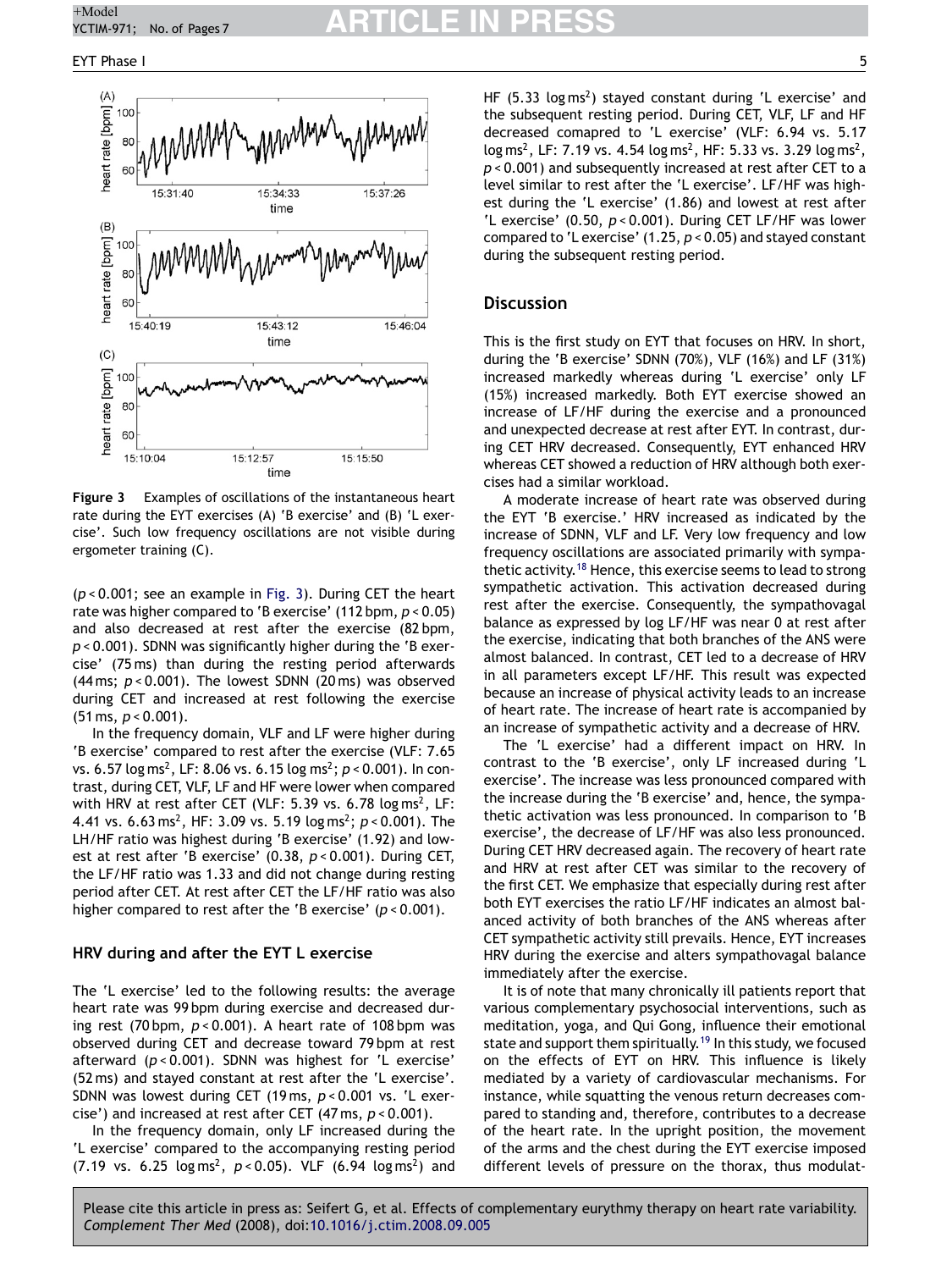(A)

heart rate [bpm]

100

80

60

15:31:40 15:34:33 15:37:26

time

(B)

heart rate [bpm]

100

80

60

15:40:19 15:43:12 15:46:04

time

(C)

heart rate [bpm]

100

80

60

15:10:04 15:12:57 15:15:50

time

**Figure 3** Examples of oscillations of the instantaneous heart rate during the EYT exercises (A) 'B exercise' and (B) 'L exercise'. Such low frequency oscillations are not visible during ergometer training (C).

($p < 0.001$; see an example in Fig. 3). During CET the heart rate was higher compared to 'B exercise' (112 bpm, $p < 0.05$) and also decreased at rest after the exercise (82 bpm, $p < 0.001$). SDNN was significantly higher during the 'B exercise' (75 ms) than during the resting period afterwards (44 ms; $p < 0.001$). The lowest SDNN (20 ms) was observed during CET and increased at rest following the exercise (51 ms, $p < 0.001$).

In the frequency domain, VLF and LF were higher during 'B exercise' compared to rest after the exercise (VLF: 7.65 vs. 6.57 log ms$^2$, LF: 8.06 vs. 6.15 log ms$^2$; $p < 0.001$). In contrast, during CET, VLF, LF and HF were lower when compared with HRV at rest after CET (VLF: 5.39 vs. 6.78 log ms$^2$, LF: 4.41 vs. 6.63 ms$^2$, HF: 3.09 vs. 5.19 log ms$^2$; $p < 0.001$). The LH/HF ratio was highest during 'B exercise' (1.92) and lowest at rest after 'B exercise' (0.38, $p < 0.001$). During CET, the LF/HF ratio was 1.33 and did not change during resting period after CET. At rest after CET the LF/HF ratio was also higher compared to rest after the 'B exercise' ($p < 0.001$).

### HRV during and after the EYT L exercise

The 'L exercise' led to the following results: the average heart rate was 99 bpm during exercise and decreased during rest (70 bpm, $p < 0.001$). A heart rate of 108 bpm was observed during CET and decrease toward 79 bpm at rest afterward ($p < 0.001$). SDNN was highest for 'L exercise' (52 ms) and stayed constant at rest after the 'L exercise'. SDNN was lowest during CET (19 ms, $p < 0.001$ vs. 'L exercise') and increased at rest after CET (47 ms, $p < 0.001$).

In the frequency domain, only LF increased during the 'L exercise' compared to the accompanying resting period (7.19 vs. 6.25 log ms$^2$, $p < 0.05$). VLF (6.94 log ms$^2$) and HF (5.33 log ms$^2$) stayed constant during 'L exercise' and the subsequent resting period. During CET, VLF, LF and HF decreased comapred to 'L exercise' (VLF: 6.94 vs. 5.17 log ms$^2$, LF: 7.19 vs. 4.54 log ms$^2$, HF: 5.33 vs. 3.29 log ms$^2$, $p < 0.001$) and subsequently increased at rest after CET to a level similar to rest after the 'L exercise'. LF/HF was highest during the 'L exercise' (1.86) and lowest at rest after 'L exercise' (0.50, $p < 0.001$). During CET LF/HF was lower compared to 'L exercise' (1.25, $p < 0.05$) and stayed constant during the subsequent resting period.

## Discussion

This is the first study on EYT that focuses on HRV. In short, during the 'B exercise' SDNN (70%), VLF (16%) and LF (31%) increased markedly whereas during 'L exercise' only LF (15%) increased markedly. Both EYT exercise showed an increase of LF/HF during the exercise and a pronounced and unexpected decrease at rest after EYT. In contrast, during CET HRV decreased. Consequently, EYT enhanced HRV whereas CET showed a reduction of HRV although both exercises had a similar workload.

A moderate increase of heart rate was observed during the EYT 'B exercise.' HRV increased as indicated by the increase of SDNN, VLF and LF. Very low frequency and low frequency oscillations are associated primarily with sympathetic activity.[18] Hence, this exercise seems to lead to strong sympathetic activation. This activation decreased during rest after the exercise. Consequently, the sympathovagal balance as expressed by log LF/HF was near 0 at rest after the exercise, indicating that both branches of the ANS were almost balanced. In contrast, CET led to a decrease of HRV in all parameters except LF/HF. This result was expected because an increase of physical activity leads to an increase of heart rate. The increase of heart rate is accompanied by an increase of sympathetic activity and a decrease of HRV.

The 'L exercise' had a different impact on HRV. In contrast to the 'B exercise', only LF increased during 'L exercise'. The increase was less pronounced compared with the increase during the 'B exercise' and, hence, the sympathetic activation was less pronounced. In comparison to 'B exercise', the decrease of LF/HF was also less pronounced. During CET HRV decreased again. The recovery of heart rate and HRV at rest after CET was similar to the recovery of the first CET. We emphasize that especially during rest after both EYT exercises the ratio LF/HF indicates an almost balanced activity of both branches of the ANS whereas after CET sympathetic activity still prevails. Hence, EYT increases HRV during the exercise and alters sympathovagal balance immediately after the exercise.

It is of note that many chronically ill patients report that various complementary psychosocial interventions, such as meditation, yoga, and Qui Gong, influence their emotional state and support them spiritually.[19] In this study, we focused on the effects of EYT on HRV. This influence is likely mediated by a variety of cardiovascular mechanisms. For instance, while squatting the venous return decreases compared to standing and, therefore, contributes to a decrease of the heart rate. In the upright position, the movement of the arms and the chest during the EYT exercise imposed different levels of pressure on the thorax, thus modulat-

Please cite this article in press as: Seifert G, et al. Effects of complementary eurythmy therapy on heart rate variability. *Complement Ther Med* (2008), doi:10.1016/j.ctim.2008.09.005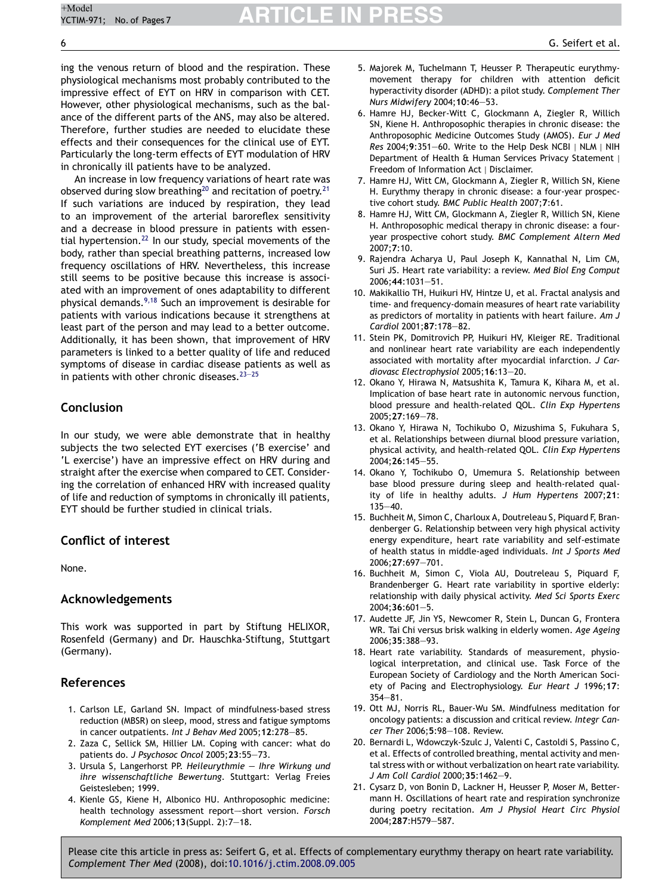ing the venous return of blood and the respiration. These physiological mechanisms most probably contributed to the impressive effect of EYT on HRV in comparison with CET. However, other physiological mechanisms, such as the balance of the different parts of the ANS, may also be altered. Therefore, further studies are needed to elucidate these effects and their consequences for the clinical use of EYT. Particularly the long-term effects of EYT modulation of HRV in chronically ill patients have to be analyzed.

An increase in low frequency variations of heart rate was observed during slow breathing[20] and recitation of poetry.[21] If such variations are induced by respiration, they lead to an improvement of the arterial baroreflex sensitivity and a decrease in blood pressure in patients with essential hypertension.[22] In our study, special movements of the body, rather than special breathing patterns, increased low frequency oscillations of HRV. Nevertheless, this increase still seems to be positive because this increase is associated with an improvement of ones adaptability to different physical demands.[9,18] Such an improvement is desirable for patients with various indications because it strengthens at least part of the person and may lead to a better outcome. Additionally, it has been shown, that improvement of HRV parameters is linked to a better quality of life and reduced symptoms of disease in cardiac disease patients as well as in patients with other chronic diseases.[23–25]

## Conclusion

In our study, we were able demonstrate that in healthy subjects the two selected EYT exercises ('B exercise' and 'L exercise') have an impressive effect on HRV during and straight after the exercise when compared to CET. Considering the correlation of enhanced HRV with increased quality of life and reduction of symptoms in chronically ill patients, EYT should be further studied in clinical trials.

## Conflict of interest

None.

## Acknowledgements

This work was supported in part by Stiftung HELIXOR, Rosenfeld (Germany) and Dr. Hauschka-Stiftung, Stuttgart (Germany).

## References

1. Carlson LE, Garland SN. Impact of mindfulness-based stress reduction (MBSR) on sleep, mood, stress and fatigue symptoms in cancer outpatients. *Int J Behav Med* 2005;**12**:278–85.
2. Zaza C, Sellick SM, Hillier LM. Coping with cancer: what do patients do. *J Psychosoc Oncol* 2005;**23**:55–73.
3. Ursula S, Langerhorst PP. *Heileurythmie — Ihre Wirkung und ihre wissenschaftliche Bewertung*. Stuttgart: Verlag Freies Geistesleben; 1999.
4. Kienle GS, Kiene H, Albonico HU. Anthroposophic medicine: health technology assessment report—short version. *Forsch Komplement Med* 2006;**13**(Suppl. 2):7–18.
5. Majorek M, Tuchelmann T, Heusser P. Therapeutic eurythmy-movement therapy for children with attention deficit hyperactivity disorder (ADHD): a pilot study. *Complement Ther Nurs Midwifery* 2004;**10**:46–53.
6. Hamre HJ, Becker-Witt C, Glockmann A, Ziegler R, Willich SN, Kiene H. Anthroposophic therapies in chronic disease: the Anthroposophic Medicine Outcomes Study (AMOS). *Eur J Med Res* 2004;**9**:351–60. Write to the Help Desk NCBI | NLM | NIH Department of Health & Human Services Privacy Statement | Freedom of Information Act | Disclaimer.
7. Hamre HJ, Witt CM, Glockmann A, Ziegler R, Willich SN, Kiene H. Eurythmy therapy in chronic disease: a four-year prospective cohort study. *BMC Public Health* 2007;**7**:61.
8. Hamre HJ, Witt CM, Glockmann A, Ziegler R, Willich SN, Kiene H. Anthroposophic medical therapy in chronic disease: a four-year prospective cohort study. *BMC Complement Altern Med* 2007;**7**:10.
9. Rajendra Acharya U, Paul Joseph K, Kannathal N, Lim CM, Suri JS. Heart rate variability: a review. *Med Biol Eng Comput* 2006;**44**:1031–51.
10. Makikallio TH, Huikuri HV, Hintze U, et al. Fractal analysis and time- and frequency-domain measures of heart rate variability as predictors of mortality in patients with heart failure. *Am J Cardiol* 2001;**87**:178–82.
11. Stein PK, Domitrovich PP, Huikuri HV, Kleiger RE. Traditional and nonlinear heart rate variability are each independently associated with mortality after myocardial infarction. *J Cardiovasc Electrophysiol* 2005;**16**:13–20.
12. Okano Y, Hirawa N, Matsushita K, Tamura K, Kihara M, et al. Implication of base heart rate in autonomic nervous function, blood pressure and health-related QOL. *Clin Exp Hypertens* 2005;**27**:169–78.
13. Okano Y, Hirawa N, Tochikubo O, Mizushima S, Fukuhara S, et al. Relationships between diurnal blood pressure variation, physical activity, and health-related QOL. *Clin Exp Hypertens* 2004;**26**:145–55.
14. Okano Y, Tochikubo O, Umemura S. Relationship between base blood pressure during sleep and health-related quality of life in healthy adults. *J Hum Hypertens* 2007;**21**: 135–40.
15. Buchheit M, Simon C, Charloux A, Doutreleau S, Piquard F, Brandenberger G. Relationship between very high physical activity energy expenditure, heart rate variability and self-estimate of health status in middle-aged individuals. *Int J Sports Med* 2006;**27**:697–701.
16. Buchheit M, Simon C, Viola AU, Doutreleau S, Piquard F, Brandenberger G. Heart rate variability in sportive elderly: relationship with daily physical activity. *Med Sci Sports Exerc* 2004;**36**:601–5.
17. Audette JF, Jin YS, Newcomer R, Stein L, Duncan G, Frontera WR. Tai Chi versus brisk walking in elderly women. *Age Ageing* 2006;**35**:388–93.
18. Heart rate variability. Standards of measurement, physiological interpretation, and clinical use. Task Force of the European Society of Cardiology and the North American Society of Pacing and Electrophysiology. *Eur Heart J* 1996;**17**: 354–81.
19. Ott MJ, Norris RL, Bauer-Wu SM. Mindfulness meditation for oncology patients: a discussion and critical review. *Integr Cancer Ther* 2006;**5**:98–108. Review.
20. Bernardi L, Wdowczyk-Szulc J, Valenti C, Castoldi S, Passino C, et al. Effects of controlled breathing, mental activity and mental stress with or without verbalization on heart rate variability. *J Am Coll Cardiol* 2000;**35**:1462–9.
21. Cysarz D, von Bonin D, Lackner H, Heusser P, Moser M, Bettermann H. Oscillations of heart rate and respiration synchronize during poetry recitation. *Am J Physiol Heart Circ Physiol* 2004;**287**:H579–587.

Please cite this article in press as: Seifert G, et al. Effects of complementary eurythmy therapy on heart rate variability. *Complement Ther Med* (2008), doi:10.1016/j.ctim.2008.09.005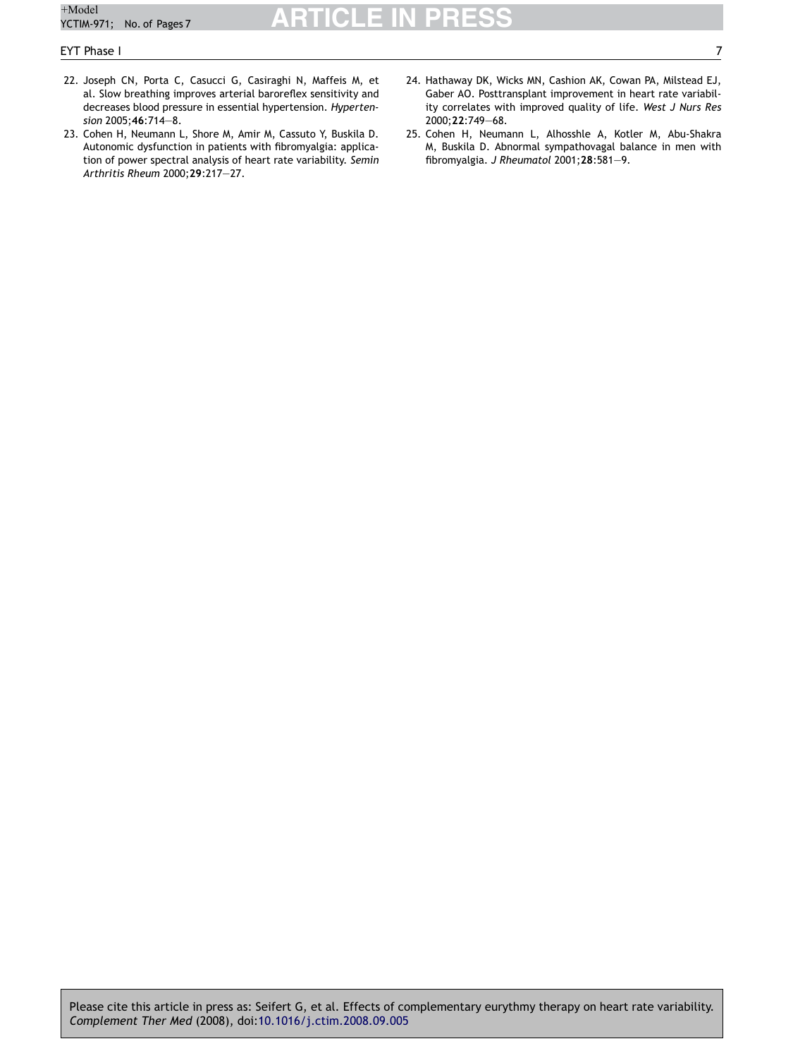22. Joseph CN, Porta C, Casucci G, Casiraghi N, Maffeis M, et al. Slow breathing improves arterial baroreflex sensitivity and decreases blood pressure in essential hypertension. *Hypertension* 2005;**46**:714—8.
23. Cohen H, Neumann L, Shore M, Amir M, Cassuto Y, Buskila D. Autonomic dysfunction in patients with fibromyalgia: application of power spectral analysis of heart rate variability. *Semin Arthritis Rheum* 2000;**29**:217—27.
24. Hathaway DK, Wicks MN, Cashion AK, Cowan PA, Milstead EJ, Gaber AO. Posttransplant improvement in heart rate variability correlates with improved quality of life. *West J Nurs Res* 2000;**22**:749—68.
25. Cohen H, Neumann L, Alhosshle A, Kotler M, Abu-Shakra M, Buskila D. Abnormal sympathovagal balance in men with fibromyalgia. *J Rheumatol* 2001;**28**:581—9.

Please cite this article in press as: Seifert G, et al. Effects of complementary eurythmy therapy on heart rate variability. *Complement Ther Med* (2008), doi:10.1016/j.ctim.2008.09.005